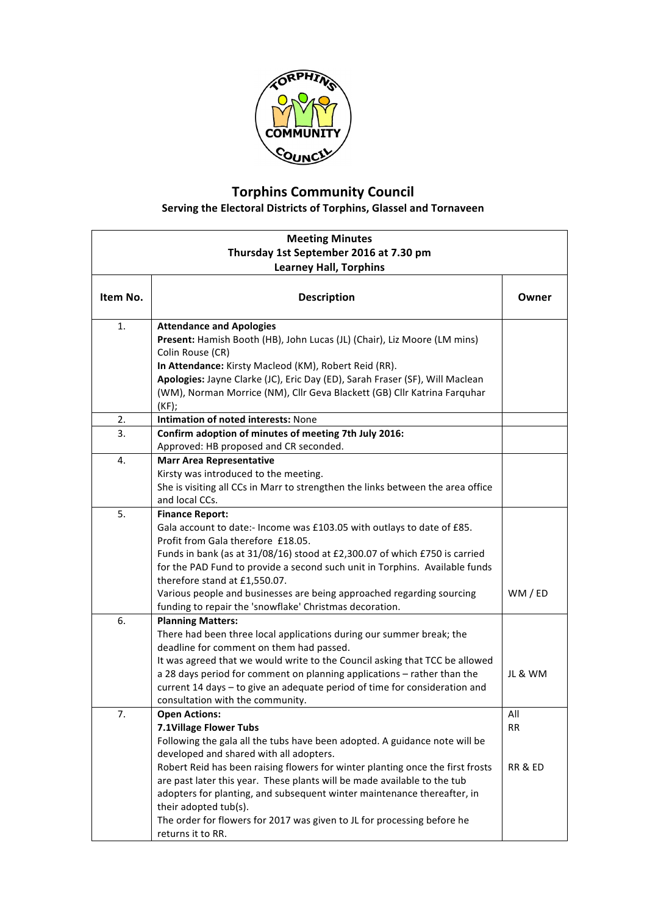# Torphins Community Council

**Serving the Electoral Districts of Torphins, Glassel and Tornaveen**

| **Meeting Minutes<br>Thursday 1st September 2016 at 7.30 pm<br>Learney Hall, Torphins** | | |
|---|---|---|
| **Item No.** | **Description** | **Owner** |
| 1. | **Attendance and Apologies**<br>**Present:** Hamish Booth (HB), John Lucas (JL) (Chair), Liz Moore (LM mins) Colin Rouse (CR)<br>**In Attendance:** Kirsty Macleod (KM), Robert Reid (RR).<br>**Apologies:** Jayne Clarke (JC), Eric Day (ED), Sarah Fraser (SF), Will Maclean (WM), Norman Morrice (NM), Cllr Geva Blackett (GB) Cllr Katrina Farquhar (KF); | |
| 2. | **Intimation of noted interests:** None | |
| 3. | **Confirm adoption of minutes of meeting 7th July 2016:**<br>Approved: HB proposed and CR seconded. | |
| 4. | **Marr Area Representative**<br>Kirsty was introduced to the meeting.<br>She is visiting all CCs in Marr to strengthen the links between the area office and local CCs. | |
| 5. | **Finance Report:**<br>Gala account to date:- Income was £103.05 with outlays to date of £85. Profit from Gala therefore £18.05.<br>Funds in bank (as at 31/08/16) stood at £2,300.07 of which £750 is carried for the PAD Fund to provide a second such unit in Torphins. Available funds therefore stand at £1,550.07.<br>Various people and businesses are being approached regarding sourcing funding to repair the 'snowflake' Christmas decoration. | WM / ED |
| 6. | **Planning Matters:**<br>There had been three local applications during our summer break; the deadline for comment on them had passed.<br>It was agreed that we would write to the Council asking that TCC be allowed a 28 days period for comment on planning applications – rather than the current 14 days – to give an adequate period of time for consideration and consultation with the community. | JL & WM |
| 7. | **Open Actions:**<br>**7.1Village Flower Tubs**<br>Following the gala all the tubs have been adopted. A guidance note will be developed and shared with all adopters.<br>Robert Reid has been raising flowers for winter planting once the first frosts are past later this year. These plants will be made available to the tub adopters for planting, and subsequent winter maintenance thereafter, in their adopted tub(s).<br>The order for flowers for 2017 was given to JL for processing before he returns it to RR. | All<br>RR<br><br>RR & ED |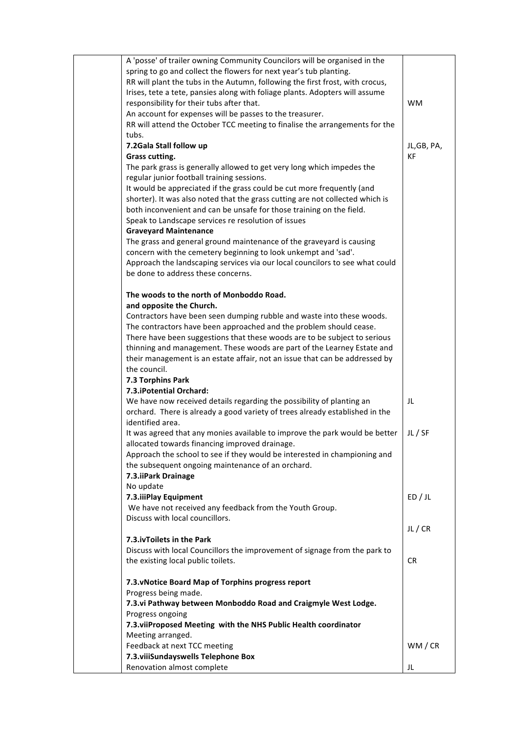| | | |
|---|---|---|
| | A 'posse' of trailer owning Community Councilors will be organised in the spring to go and collect the flowers for next year's tub planting.<br>RR will plant the tubs in the Autumn, following the first frost, with crocus, Irises, tete a tete, pansies along with foliage plants. Adopters will assume responsibility for their tubs after that.<br>An account for expenses will be passes to the treasurer.<br>RR will attend the October TCC meeting to finalise the arrangements for the tubs. | WM |
| | **7.2Gala Stall follow up**<br>**Grass cutting.**<br>The park grass is generally allowed to get very long which impedes the regular junior football training sessions.<br>It would be appreciated if the grass could be cut more frequently (and shorter). It was also noted that the grass cutting are not collected which is both inconvenient and can be unsafe for those training on the field.<br>Speak to Landscape services re resolution of issues<br>**Graveyard Maintenance**<br>The grass and general ground maintenance of the graveyard is causing concern with the cemetery beginning to look unkempt and 'sad'.<br>Approach the landscaping services via our local councilors to see what could be done to address these concerns.<br><br>**The woods to the north of Monboddo Road.**<br>**and opposite the Church.**<br>Contractors have been seen dumping rubble and waste into these woods. The contractors have been approached and the problem should cease.<br>There have been suggestions that these woods are to be subject to serious thinning and management. These woods are part of the Learney Estate and their management is an estate affair, not an issue that can be addressed by the council. | JL,GB, PA, KF |
| | **7.3 Torphins Park**<br>**7.3.iPotential Orchard:**<br>We have now received details regarding the possibility of planting an orchard. There is already a good variety of trees already established in the identified area. | JL |
| | It was agreed that any monies available to improve the park would be better allocated towards financing improved drainage.<br>Approach the school to see if they would be interested in championing and the subsequent ongoing maintenance of an orchard.<br>**7.3.iiPark Drainage**<br>No update | JL / SF |
| | **7.3.iiiPlay Equipment**<br>We have not received any feedback from the Youth Group.<br>Discuss with local councillors. | ED / JL |
| | **7.3.ivToilets in the Park**<br>Discuss with local Councillors the improvement of signage from the park to the existing local public toilets. | JL / CR<br><br>CR |
| | **7.3.vNotice Board Map of Torphins progress report**<br>Progress being made.<br>**7.3.vi Pathway between Monboddo Road and Craigmyle West Lodge.**<br>Progress ongoing<br>**7.3.viiProposed Meeting with the NHS Public Health coordinator**<br>Meeting arranged.<br>Feedback at next TCC meeting | WM / CR |
| | **7.3.viiiSundayswells Telephone Box**<br>Renovation almost complete | JL |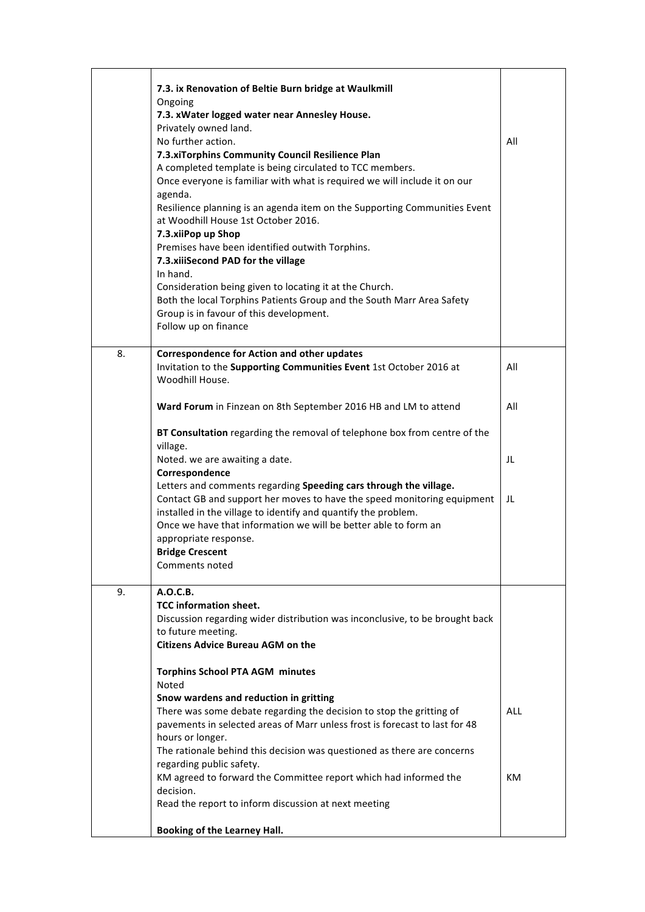| | | |
|---|---|---|
| | **7.3. ix Renovation of Beltie Burn bridge at Waulkmill**<br>Ongoing<br>**7.3. xWater logged water near Annesley House.**<br>Privately owned land.<br>No further action.<br>**7.3.xiTorphins Community Council Resilience Plan**<br>A completed template is being circulated to TCC members.<br>Once everyone is familiar with what is required we will include it on our agenda.<br>Resilience planning is an agenda item on the Supporting Communities Event at Woodhill House 1st October 2016.<br>**7.3.xiiPop up Shop**<br>Premises have been identified outwith Torphins.<br>**7.3.xiiiSecond PAD for the village**<br>In hand.<br>Consideration being given to locating it at the Church.<br>Both the local Torphins Patients Group and the South Marr Area Safety Group is in favour of this development.<br>Follow up on finance | All |
| 8. | **Correspondence for Action and other updates**<br>Invitation to the **Supporting Communities Event** 1st October 2016 at Woodhill House.<br><br>**Ward Forum** in Finzean on 8th September 2016 HB and LM to attend<br><br>**BT Consultation** regarding the removal of telephone box from centre of the village.<br>Noted. we are awaiting a date.<br>**Correspondence**<br>Letters and comments regarding **Speeding cars through the village.**<br>Contact GB and support her moves to have the speed monitoring equipment installed in the village to identify and quantify the problem.<br>Once we have that information we will be better able to form an appropriate response.<br>**Bridge Crescent**<br>Comments noted | All<br><br>All<br><br>JL<br><br>JL |
| 9. | **A.O.C.B.**<br>**TCC information sheet.**<br>Discussion regarding wider distribution was inconclusive, to be brought back to future meeting.<br>**Citizens Advice Bureau AGM on the**<br><br>**Torphins School PTA AGM minutes**<br>Noted<br>**Snow wardens and reduction in gritting**<br>There was some debate regarding the decision to stop the gritting of pavements in selected areas of Marr unless frost is forecast to last for 48 hours or longer.<br>The rationale behind this decision was questioned as there are concerns regarding public safety.<br>KM agreed to forward the Committee report which had informed the decision.<br>Read the report to inform discussion at next meeting<br><br>**Booking of the Learney Hall.** | ALL<br><br>KM |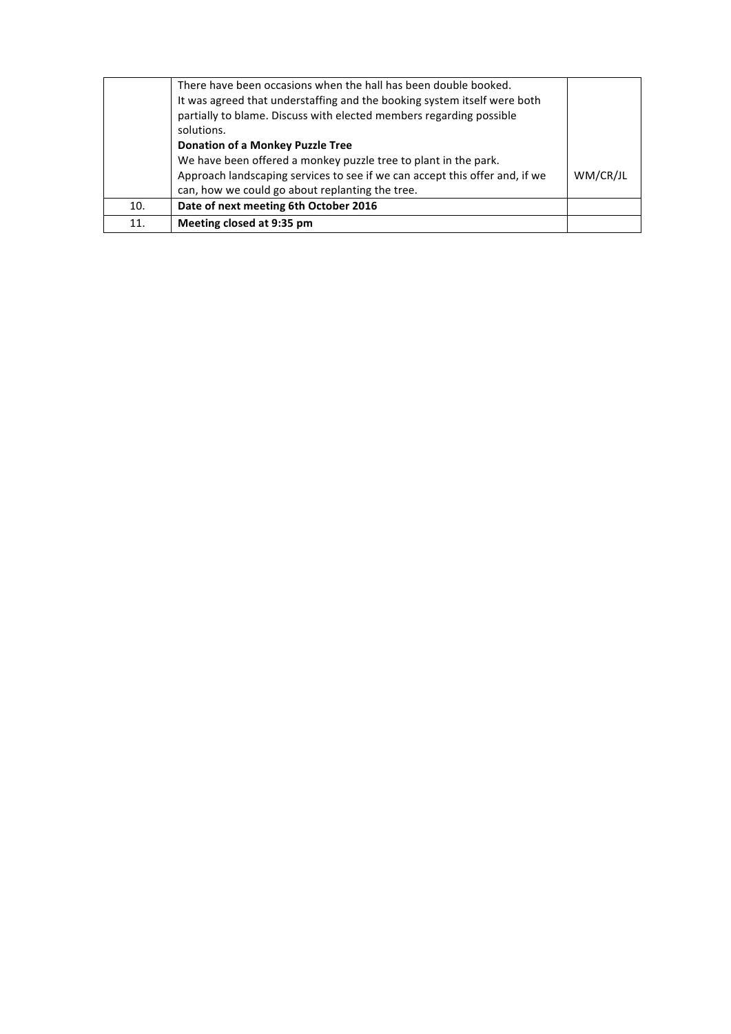| | | |
|---|---|---|
| | There have been occasions when the hall has been double booked.<br>It was agreed that understaffing and the booking system itself were both partially to blame. Discuss with elected members regarding possible solutions.<br>**Donation of a Monkey Puzzle Tree**<br>We have been offered a monkey puzzle tree to plant in the park.<br>Approach landscaping services to see if we can accept this offer and, if we can, how we could go about replanting the tree. | WM/CR/JL |
| 10. | **Date of next meeting 6th October 2016** | |
| 11. | **Meeting closed at 9:35 pm** | |